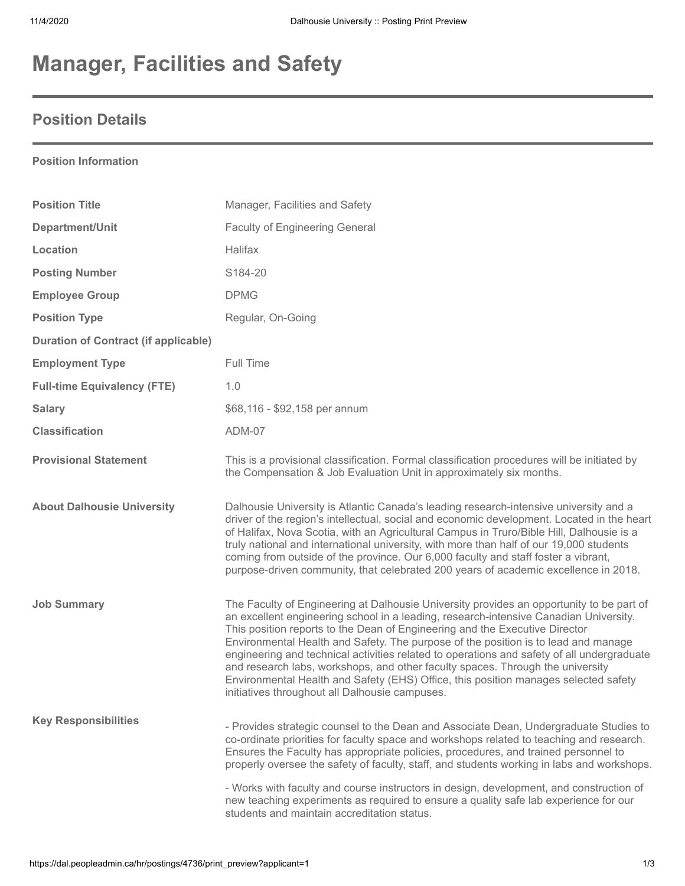# Manager, Facilities and Safety

## Position Details

**Position Information**

| | |
|---|---|
| **Position Title** | Manager, Facilities and Safety |
| **Department/Unit** | Faculty of Engineering General |
| **Location** | Halifax |
| **Posting Number** | S184-20 |
| **Employee Group** | DPMG |
| **Position Type** | Regular, On-Going |
| **Duration of Contract (if applicable)** | |
| **Employment Type** | Full Time |
| **Full-time Equivalency (FTE)** | 1.0 |
| **Salary** | $68,116 - $92,158 per annum |
| **Classification** | ADM-07 |
| **Provisional Statement** | This is a provisional classification. Formal classification procedures will be initiated by the Compensation & Job Evaluation Unit in approximately six months. |
| **About Dalhousie University** | Dalhousie University is Atlantic Canada's leading research-intensive university and a driver of the region's intellectual, social and economic development. Located in the heart of Halifax, Nova Scotia, with an Agricultural Campus in Truro/Bible Hill, Dalhousie is a truly national and international university, with more than half of our 19,000 students coming from outside of the province. Our 6,000 faculty and staff foster a vibrant, purpose-driven community, that celebrated 200 years of academic excellence in 2018. |
| **Job Summary** | The Faculty of Engineering at Dalhousie University provides an opportunity to be part of an excellent engineering school in a leading, research-intensive Canadian University. This position reports to the Dean of Engineering and the Executive Director Environmental Health and Safety. The purpose of the position is to lead and manage engineering and technical activities related to operations and safety of all undergraduate and research labs, workshops, and other faculty spaces. Through the university Environmental Health and Safety (EHS) Office, this position manages selected safety initiatives throughout all Dalhousie campuses. |

**Key Responsibilities**

- Provides strategic counsel to the Dean and Associate Dean, Undergraduate Studies to co-ordinate priorities for faculty space and workshops related to teaching and research. Ensures the Faculty has appropriate policies, procedures, and trained personnel to properly oversee the safety of faculty, staff, and students working in labs and workshops.

- Works with faculty and course instructors in design, development, and construction of new teaching experiments as required to ensure a quality safe lab experience for our students and maintain accreditation status.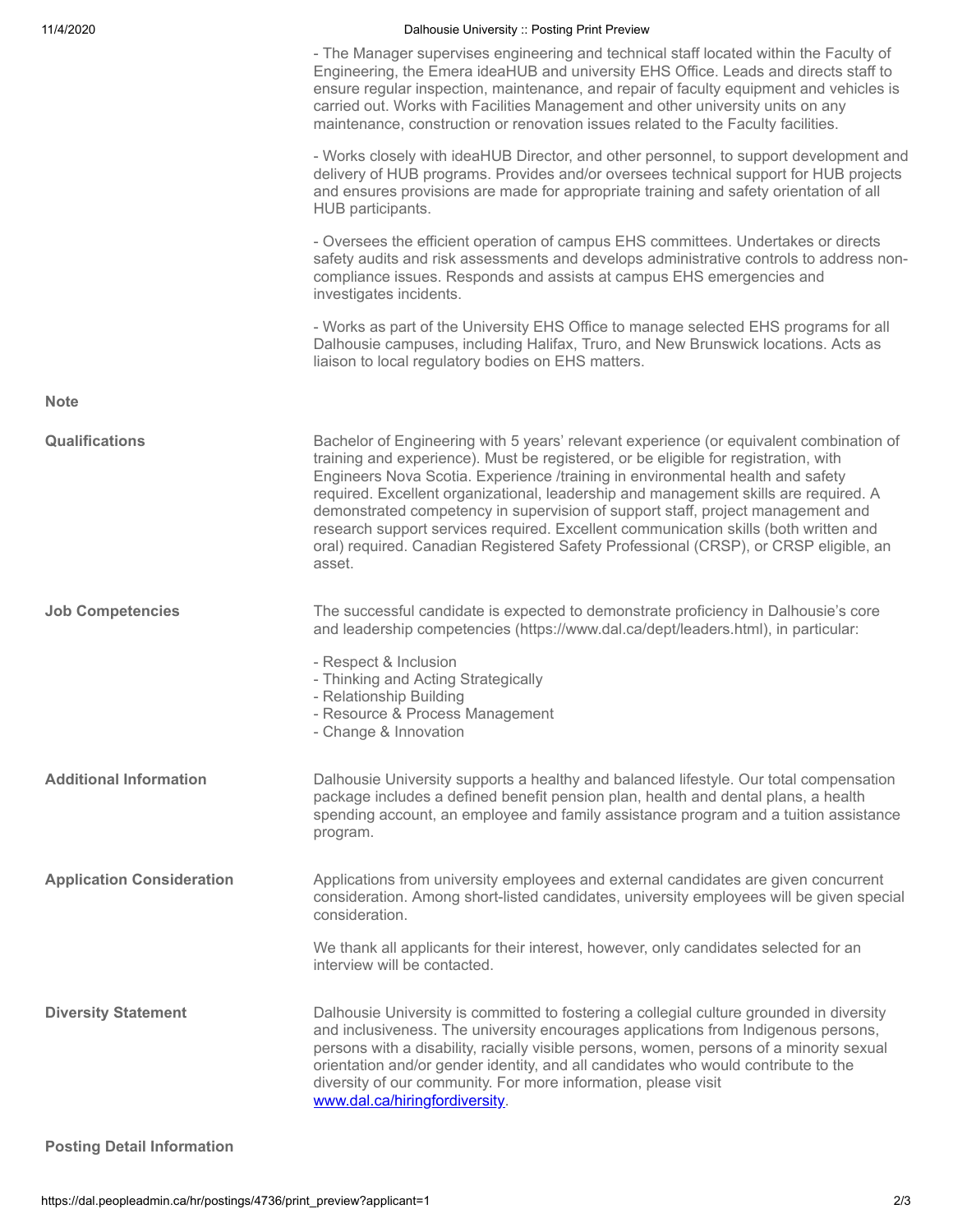- The Manager supervises engineering and technical staff located within the Faculty of Engineering, the Emera ideaHUB and university EHS Office. Leads and directs staff to ensure regular inspection, maintenance, and repair of faculty equipment and vehicles is carried out. Works with Facilities Management and other university units on any maintenance, construction or renovation issues related to the Faculty facilities.

- Works closely with ideaHUB Director, and other personnel, to support development and delivery of HUB programs. Provides and/or oversees technical support for HUB projects and ensures provisions are made for appropriate training and safety orientation of all HUB participants.

- Oversees the efficient operation of campus EHS committees. Undertakes or directs safety audits and risk assessments and develops administrative controls to address non-compliance issues. Responds and assists at campus EHS emergencies and investigates incidents.

- Works as part of the University EHS Office to manage selected EHS programs for all Dalhousie campuses, including Halifax, Truro, and New Brunswick locations. Acts as liaison to local regulatory bodies on EHS matters.

**Note**

**Qualifications**

Bachelor of Engineering with 5 years' relevant experience (or equivalent combination of training and experience). Must be registered, or be eligible for registration, with Engineers Nova Scotia. Experience /training in environmental health and safety required. Excellent organizational, leadership and management skills are required. A demonstrated competency in supervision of support staff, project management and research support services required. Excellent communication skills (both written and oral) required. Canadian Registered Safety Professional (CRSP), or CRSP eligible, an asset.

**Job Competencies**

The successful candidate is expected to demonstrate proficiency in Dalhousie's core and leadership competencies (https://www.dal.ca/dept/leaders.html), in particular:

- Respect & Inclusion
- Thinking and Acting Strategically
- Relationship Building
- Resource & Process Management
- Change & Innovation

**Additional Information**

Dalhousie University supports a healthy and balanced lifestyle. Our total compensation package includes a defined benefit pension plan, health and dental plans, a health spending account, an employee and family assistance program and a tuition assistance program.

**Application Consideration**

Applications from university employees and external candidates are given concurrent consideration. Among short-listed candidates, university employees will be given special consideration.

We thank all applicants for their interest, however, only candidates selected for an interview will be contacted.

**Diversity Statement**

Dalhousie University is committed to fostering a collegial culture grounded in diversity and inclusiveness. The university encourages applications from Indigenous persons, persons with a disability, racially visible persons, women, persons of a minority sexual orientation and/or gender identity, and all candidates who would contribute to the diversity of our community. For more information, please visit [www.dal.ca/hiringfordiversity](www.dal.ca/hiringfordiversity).

**Posting Detail Information**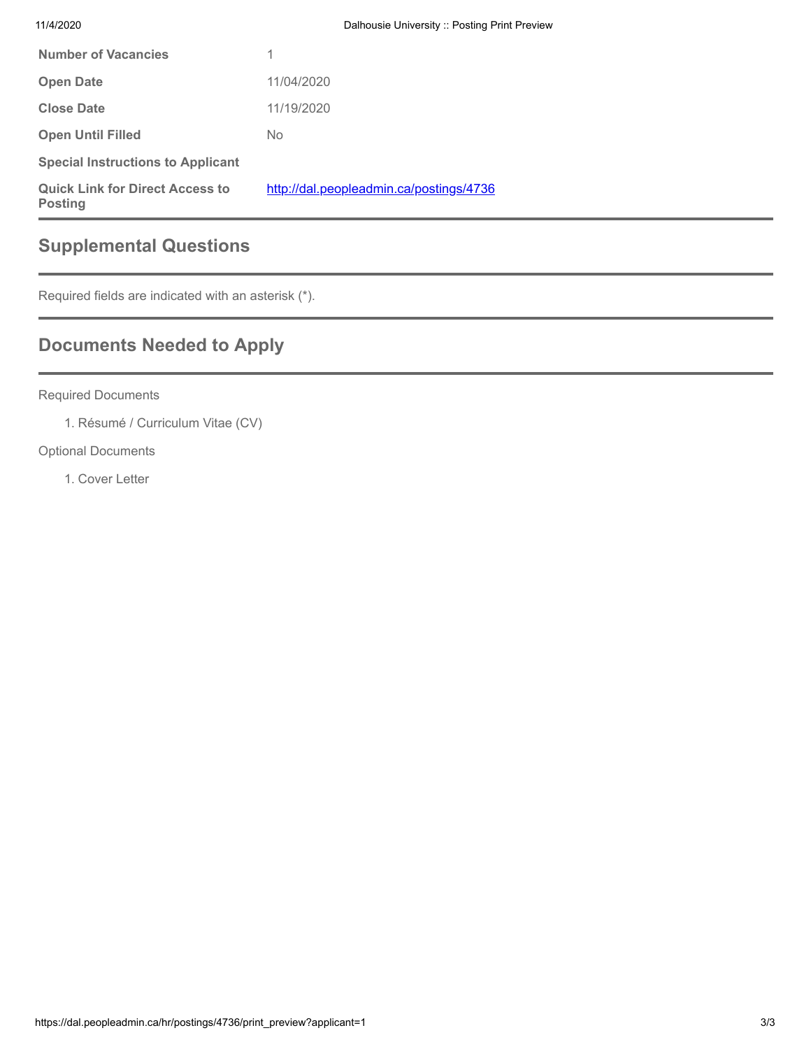| | |
|---|---|
| **Number of Vacancies** | 1 |
| **Open Date** | 11/04/2020 |
| **Close Date** | 11/19/2020 |
| **Open Until Filled** | No |
| **Special Instructions to Applicant** | |
| **Quick Link for Direct Access to Posting** | http://dal.peopleadmin.ca/postings/4736 |

## Supplemental Questions

Required fields are indicated with an asterisk (*).

## Documents Needed to Apply

Required Documents

1. Résumé / Curriculum Vitae (CV)

Optional Documents

1. Cover Letter